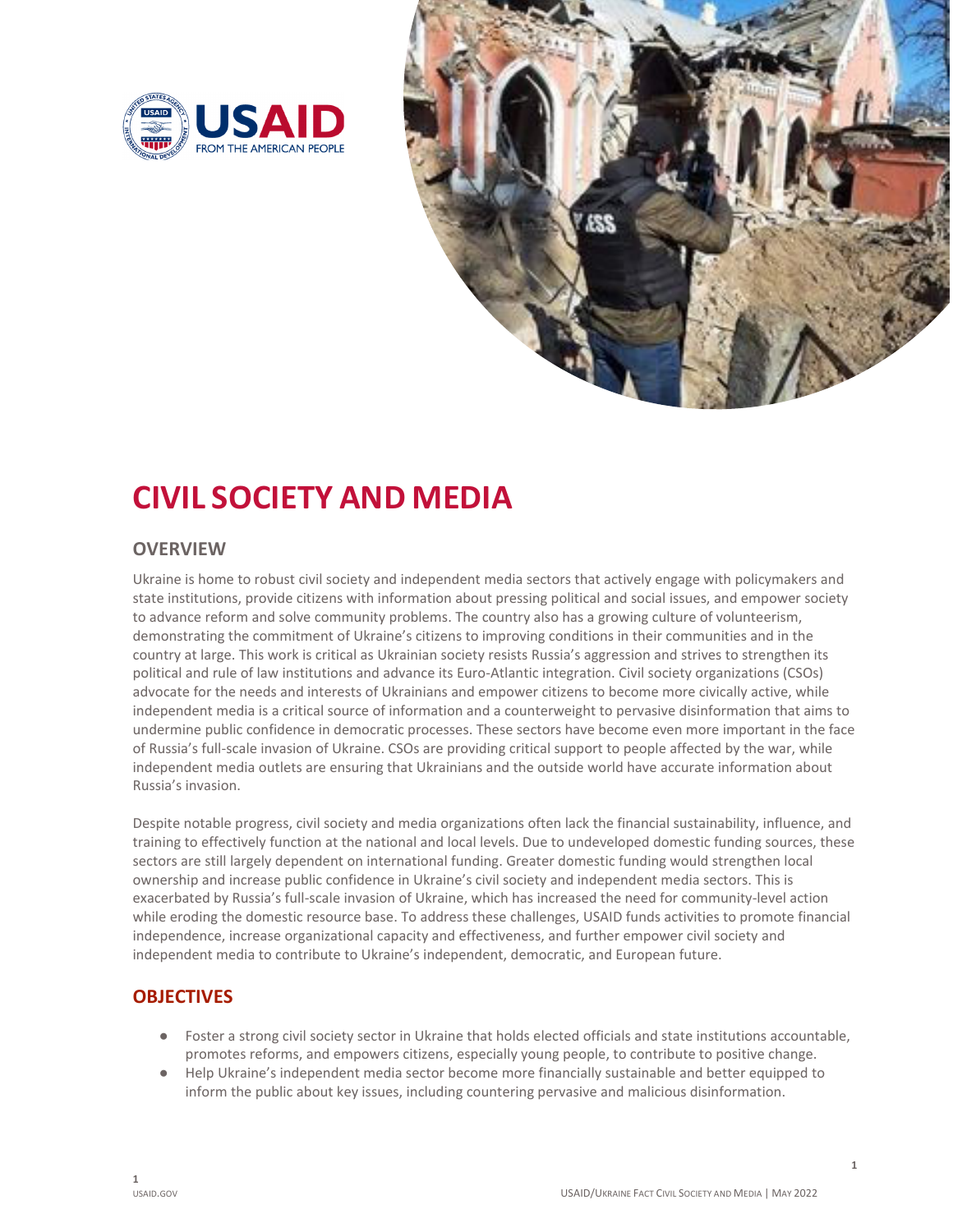# CIVIL SOCIETY AND MEDIA

## OVERVIEW

Ukraine is home to robust civil society and independent media sectors that actively engage with policymakers and state institutions, provide citizens with information about pressing political and social issues, and empower society to advance reform and solve community problems. The country also has a growing culture of volunteerism, demonstrating the commitment of Ukraine's citizens to improving conditions in their communities and in the country at large. This work is critical as Ukrainian society resists Russia's aggression and strives to strengthen its political and rule of law institutions and advance its Euro-Atlantic integration. Civil society organizations (CSOs) advocate for the needs and interests of Ukrainians and empower citizens to become more civically active, while independent media is a critical source of information and a counterweight to pervasive disinformation that aims to undermine public confidence in democratic processes. These sectors have become even more important in the face of Russia's full-scale invasion of Ukraine. CSOs are providing critical support to people affected by the war, while independent media outlets are ensuring that Ukrainians and the outside world have accurate information about Russia's invasion.

Despite notable progress, civil society and media organizations often lack the financial sustainability, influence, and training to effectively function at the national and local levels. Due to undeveloped domestic funding sources, these sectors are still largely dependent on international funding. Greater domestic funding would strengthen local ownership and increase public confidence in Ukraine's civil society and independent media sectors. This is exacerbated by Russia's full-scale invasion of Ukraine, which has increased the need for community-level action while eroding the domestic resource base. To address these challenges, USAID funds activities to promote financial independence, increase organizational capacity and effectiveness, and further empower civil society and independent media to contribute to Ukraine's independent, democratic, and European future.

## OBJECTIVES

- Foster a strong civil society sector in Ukraine that holds elected officials and state institutions accountable, promotes reforms, and empowers citizens, especially young people, to contribute to positive change.
- Help Ukraine's independent media sector become more financially sustainable and better equipped to inform the public about key issues, including countering pervasive and malicious disinformation.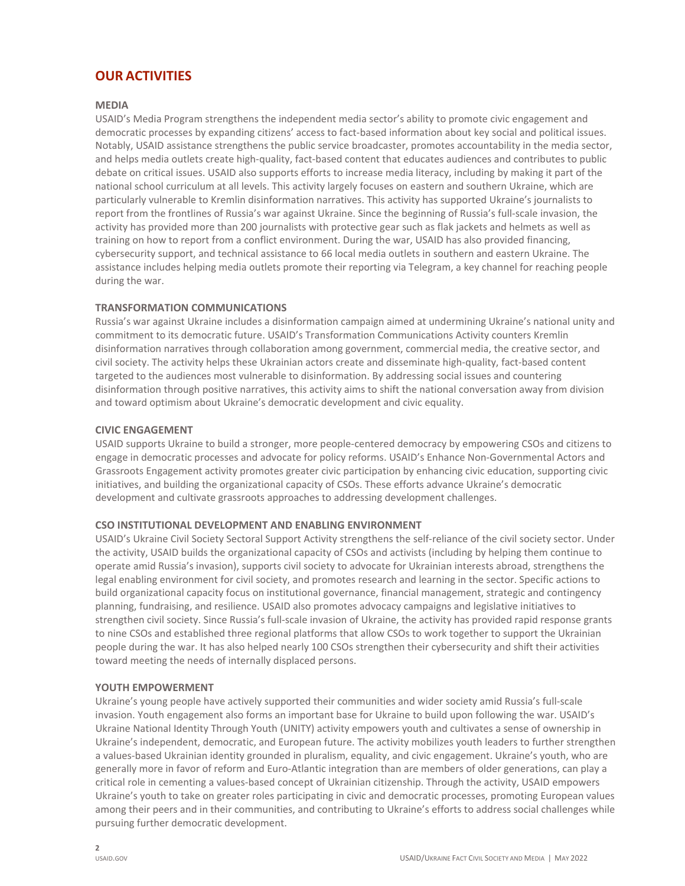## OUR ACTIVITIES

### MEDIA

USAID's Media Program strengthens the independent media sector's ability to promote civic engagement and democratic processes by expanding citizens' access to fact-based information about key social and political issues. Notably, USAID assistance strengthens the public service broadcaster, promotes accountability in the media sector, and helps media outlets create high-quality, fact-based content that educates audiences and contributes to public debate on critical issues. USAID also supports efforts to increase media literacy, including by making it part of the national school curriculum at all levels. This activity largely focuses on eastern and southern Ukraine, which are particularly vulnerable to Kremlin disinformation narratives. This activity has supported Ukraine's journalists to report from the frontlines of Russia's war against Ukraine. Since the beginning of Russia's full-scale invasion, the activity has provided more than 200 journalists with protective gear such as flak jackets and helmets as well as training on how to report from a conflict environment. During the war, USAID has also provided financing, cybersecurity support, and technical assistance to 66 local media outlets in southern and eastern Ukraine. The assistance includes helping media outlets promote their reporting via Telegram, a key channel for reaching people during the war.

### TRANSFORMATION COMMUNICATIONS

Russia's war against Ukraine includes a disinformation campaign aimed at undermining Ukraine's national unity and commitment to its democratic future. USAID's Transformation Communications Activity counters Kremlin disinformation narratives through collaboration among government, commercial media, the creative sector, and civil society. The activity helps these Ukrainian actors create and disseminate high-quality, fact-based content targeted to the audiences most vulnerable to disinformation. By addressing social issues and countering disinformation through positive narratives, this activity aims to shift the national conversation away from division and toward optimism about Ukraine's democratic development and civic equality.

### CIVIC ENGAGEMENT

USAID supports Ukraine to build a stronger, more people-centered democracy by empowering CSOs and citizens to engage in democratic processes and advocate for policy reforms. USAID's Enhance Non-Governmental Actors and Grassroots Engagement activity promotes greater civic participation by enhancing civic education, supporting civic initiatives, and building the organizational capacity of CSOs. These efforts advance Ukraine's democratic development and cultivate grassroots approaches to addressing development challenges.

### CSO INSTITUTIONAL DEVELOPMENT AND ENABLING ENVIRONMENT

USAID's Ukraine Civil Society Sectoral Support Activity strengthens the self-reliance of the civil society sector. Under the activity, USAID builds the organizational capacity of CSOs and activists (including by helping them continue to operate amid Russia's invasion), supports civil society to advocate for Ukrainian interests abroad, strengthens the legal enabling environment for civil society, and promotes research and learning in the sector. Specific actions to build organizational capacity focus on institutional governance, financial management, strategic and contingency planning, fundraising, and resilience. USAID also promotes advocacy campaigns and legislative initiatives to strengthen civil society. Since Russia's full-scale invasion of Ukraine, the activity has provided rapid response grants to nine CSOs and established three regional platforms that allow CSOs to work together to support the Ukrainian people during the war. It has also helped nearly 100 CSOs strengthen their cybersecurity and shift their activities toward meeting the needs of internally displaced persons.

### YOUTH EMPOWERMENT

Ukraine's young people have actively supported their communities and wider society amid Russia's full-scale invasion. Youth engagement also forms an important base for Ukraine to build upon following the war. USAID's Ukraine National Identity Through Youth (UNITY) activity empowers youth and cultivates a sense of ownership in Ukraine's independent, democratic, and European future. The activity mobilizes youth leaders to further strengthen a values-based Ukrainian identity grounded in pluralism, equality, and civic engagement. Ukraine's youth, who are generally more in favor of reform and Euro-Atlantic integration than are members of older generations, can play a critical role in cementing a values-based concept of Ukrainian citizenship. Through the activity, USAID empowers Ukraine's youth to take on greater roles participating in civic and democratic processes, promoting European values among their peers and in their communities, and contributing to Ukraine's efforts to address social challenges while pursuing further democratic development.